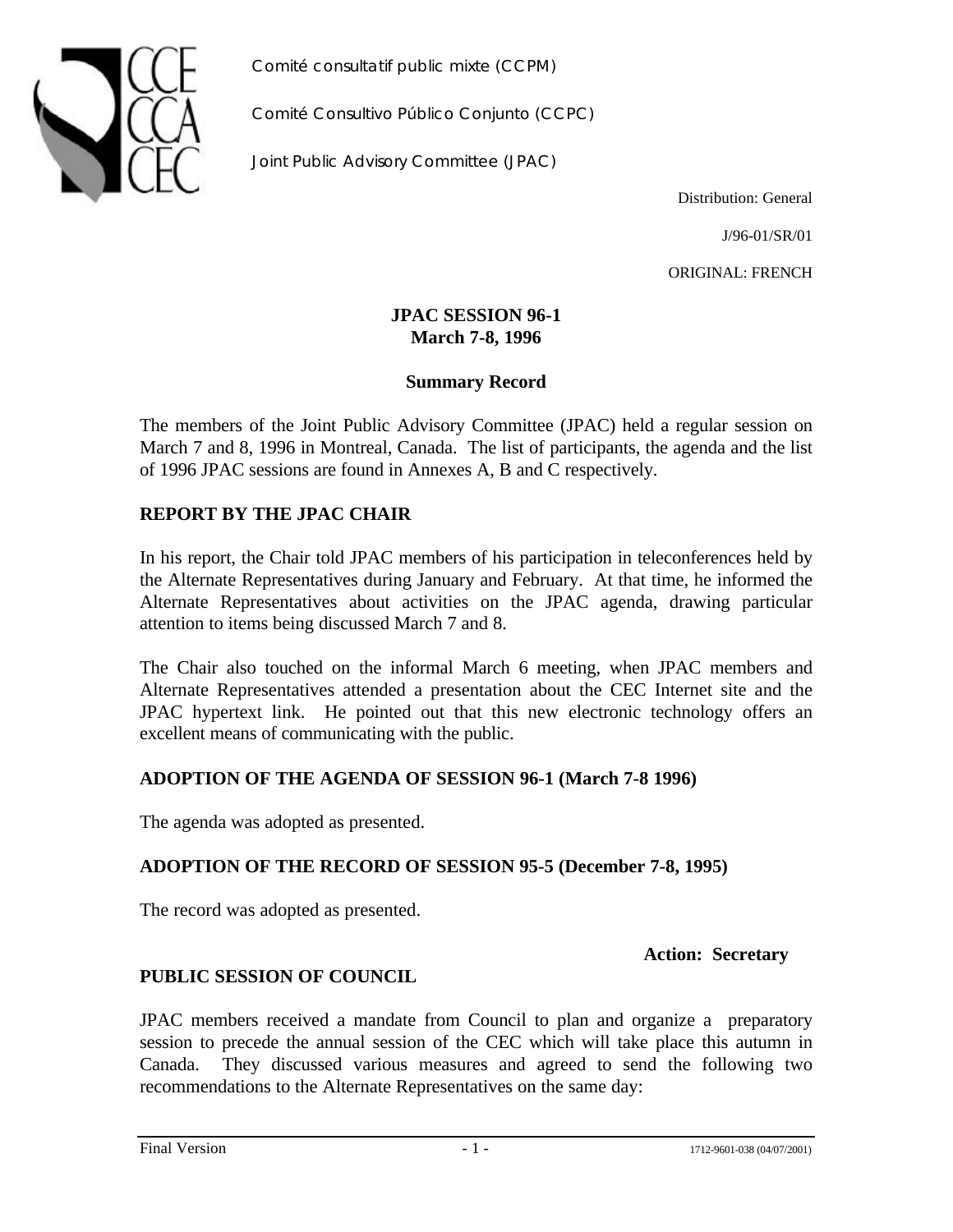Comité consultatif public mixte (CCPM)

Comité Consultivo Público Conjunto (CCPC)

Joint Public Advisory Committee (JPAC)

Distribution: General

J/96-01/SR/01

ORIGINAL: FRENCH

# JPAC SESSION 96-1
## March 7-8, 1996

## Summary Record

The members of the Joint Public Advisory Committee (JPAC) held a regular session on March 7 and 8, 1996 in Montreal, Canada. The list of participants, the agenda and the list of 1996 JPAC sessions are found in Annexes A, B and C respectively.

## REPORT BY THE JPAC CHAIR

In his report, the Chair told JPAC members of his participation in teleconferences held by the Alternate Representatives during January and February. At that time, he informed the Alternate Representatives about activities on the JPAC agenda, drawing particular attention to items being discussed March 7 and 8.

The Chair also touched on the informal March 6 meeting, when JPAC members and Alternate Representatives attended a presentation about the CEC Internet site and the JPAC hypertext link. He pointed out that this new electronic technology offers an excellent means of communicating with the public.

## ADOPTION OF THE AGENDA OF SESSION 96-1 (March 7-8 1996)

The agenda was adopted as presented.

## ADOPTION OF THE RECORD OF SESSION 95-5 (December 7-8, 1995)

The record was adopted as presented.

**Action: Secretary**

## PUBLIC SESSION OF COUNCIL

JPAC members received a mandate from Council to plan and organize a preparatory session to precede the annual session of the CEC which will take place this autumn in Canada. They discussed various measures and agreed to send the following two recommendations to the Alternate Representatives on the same day: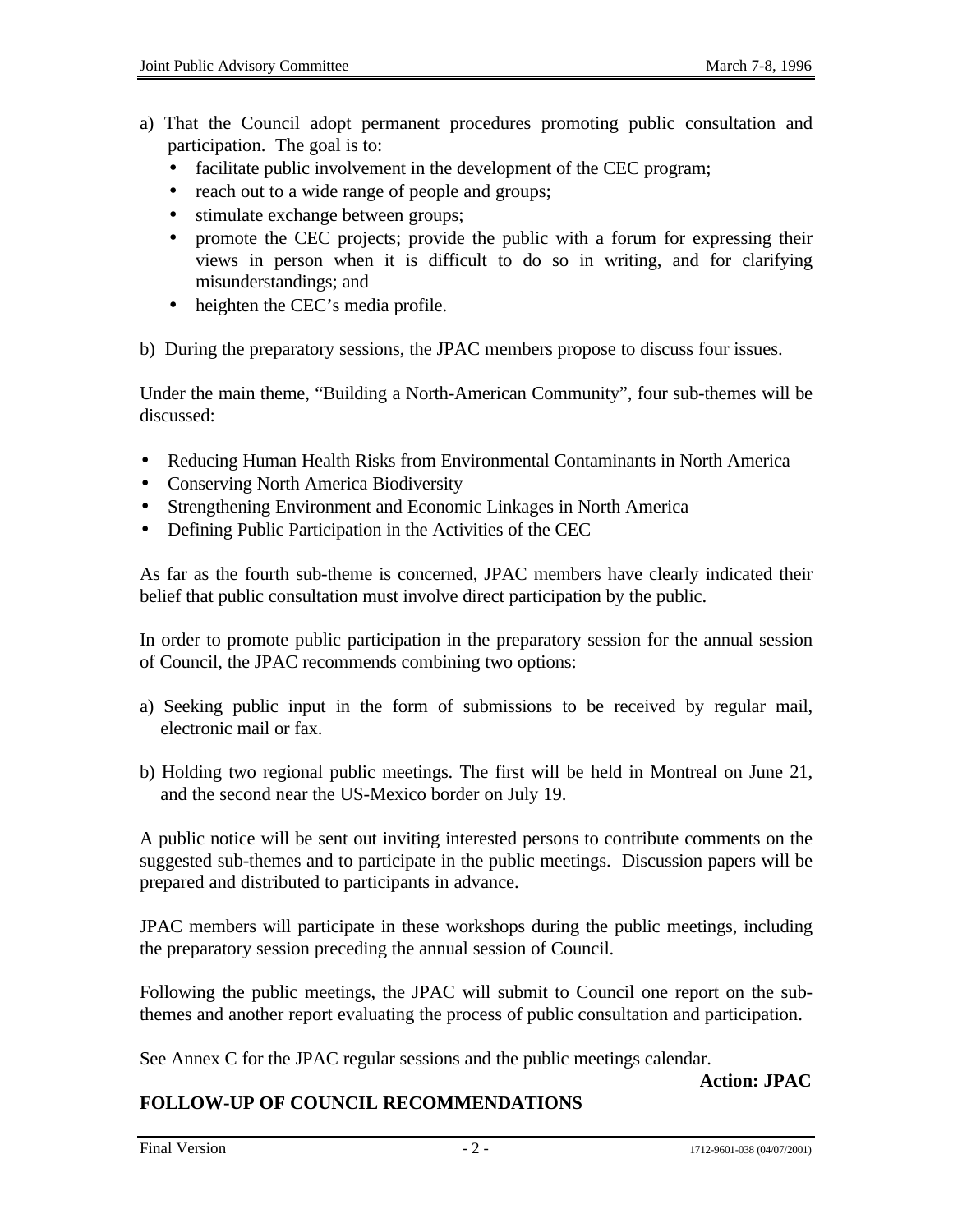a) That the Council adopt permanent procedures promoting public consultation and participation. The goal is to:
   - facilitate public involvement in the development of the CEC program;
   - reach out to a wide range of people and groups;
   - stimulate exchange between groups;
   - promote the CEC projects; provide the public with a forum for expressing their views in person when it is difficult to do so in writing, and for clarifying misunderstandings; and
   - heighten the CEC's media profile.

b) During the preparatory sessions, the JPAC members propose to discuss four issues.

Under the main theme, "Building a North-American Community", four sub-themes will be discussed:

- Reducing Human Health Risks from Environmental Contaminants in North America
- Conserving North America Biodiversity
- Strengthening Environment and Economic Linkages in North America
- Defining Public Participation in the Activities of the CEC

As far as the fourth sub-theme is concerned, JPAC members have clearly indicated their belief that public consultation must involve direct participation by the public.

In order to promote public participation in the preparatory session for the annual session of Council, the JPAC recommends combining two options:

a) Seeking public input in the form of submissions to be received by regular mail, electronic mail or fax.

b) Holding two regional public meetings. The first will be held in Montreal on June 21, and the second near the US-Mexico border on July 19.

A public notice will be sent out inviting interested persons to contribute comments on the suggested sub-themes and to participate in the public meetings. Discussion papers will be prepared and distributed to participants in advance.

JPAC members will participate in these workshops during the public meetings, including the preparatory session preceding the annual session of Council.

Following the public meetings, the JPAC will submit to Council one report on the sub-themes and another report evaluating the process of public consultation and participation.

See Annex C for the JPAC regular sessions and the public meetings calendar.

**Action: JPAC**

**FOLLOW-UP OF COUNCIL RECOMMENDATIONS**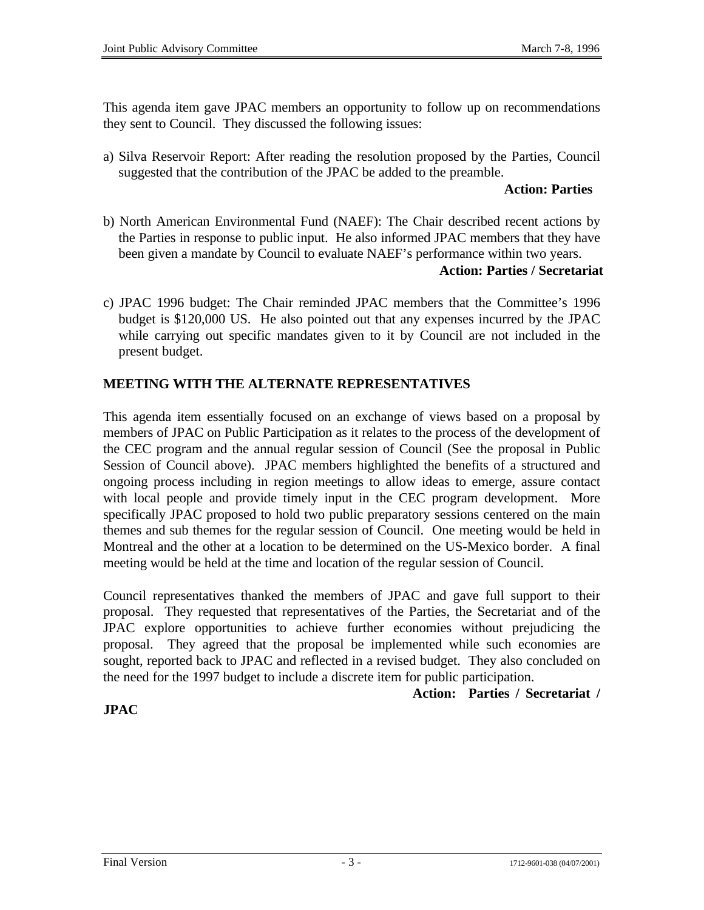This agenda item gave JPAC members an opportunity to follow up on recommendations they sent to Council. They discussed the following issues:

a) Silva Reservoir Report: After reading the resolution proposed by the Parties, Council suggested that the contribution of the JPAC be added to the preamble.

**Action: Parties**

b) North American Environmental Fund (NAEF): The Chair described recent actions by the Parties in response to public input. He also informed JPAC members that they have been given a mandate by Council to evaluate NAEF's performance within two years.

**Action: Parties / Secretariat**

c) JPAC 1996 budget: The Chair reminded JPAC members that the Committee's 1996 budget is $120,000 US. He also pointed out that any expenses incurred by the JPAC while carrying out specific mandates given to it by Council are not included in the present budget.

## MEETING WITH THE ALTERNATE REPRESENTATIVES

This agenda item essentially focused on an exchange of views based on a proposal by members of JPAC on Public Participation as it relates to the process of the development of the CEC program and the annual regular session of Council (See the proposal in Public Session of Council above). JPAC members highlighted the benefits of a structured and ongoing process including in region meetings to allow ideas to emerge, assure contact with local people and provide timely input in the CEC program development. More specifically JPAC proposed to hold two public preparatory sessions centered on the main themes and sub themes for the regular session of Council. One meeting would be held in Montreal and the other at a location to be determined on the US-Mexico border. A final meeting would be held at the time and location of the regular session of Council.

Council representatives thanked the members of JPAC and gave full support to their proposal. They requested that representatives of the Parties, the Secretariat and of the JPAC explore opportunities to achieve further economies without prejudicing the proposal. They agreed that the proposal be implemented while such economies are sought, reported back to JPAC and reflected in a revised budget. They also concluded on the need for the 1997 budget to include a discrete item for public participation.

**Action: Parties / Secretariat / JPAC**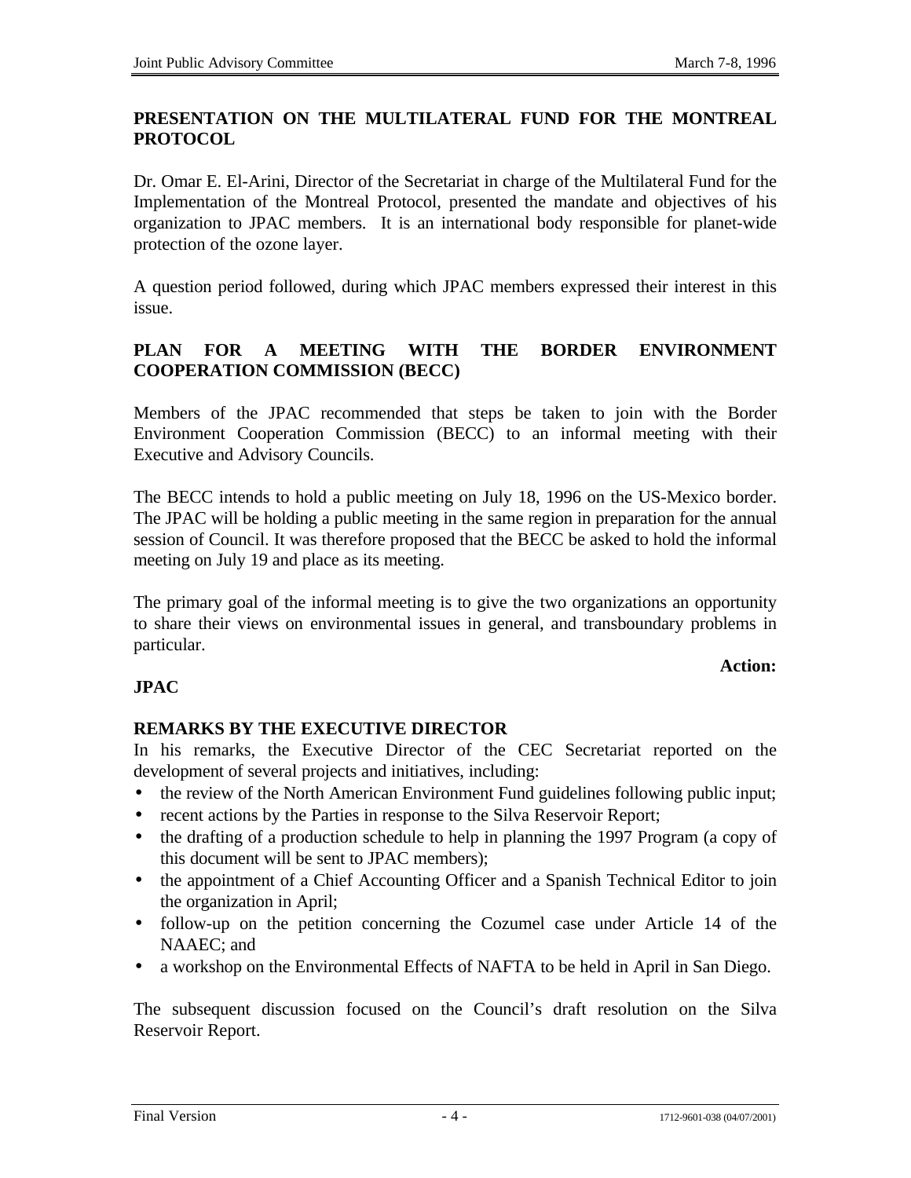## PRESENTATION ON THE MULTILATERAL FUND FOR THE MONTREAL PROTOCOL

Dr. Omar E. El-Arini, Director of the Secretariat in charge of the Multilateral Fund for the Implementation of the Montreal Protocol, presented the mandate and objectives of his organization to JPAC members. It is an international body responsible for planet-wide protection of the ozone layer.

A question period followed, during which JPAC members expressed their interest in this issue.

## PLAN FOR A MEETING WITH THE BORDER ENVIRONMENT COOPERATION COMMISSION (BECC)

Members of the JPAC recommended that steps be taken to join with the Border Environment Cooperation Commission (BECC) to an informal meeting with their Executive and Advisory Councils.

The BECC intends to hold a public meeting on July 18, 1996 on the US-Mexico border. The JPAC will be holding a public meeting in the same region in preparation for the annual session of Council. It was therefore proposed that the BECC be asked to hold the informal meeting on July 19 and place as its meeting.

The primary goal of the informal meeting is to give the two organizations an opportunity to share their views on environmental issues in general, and transboundary problems in particular.

**Action:**

**JPAC**

## REMARKS BY THE EXECUTIVE DIRECTOR

In his remarks, the Executive Director of the CEC Secretariat reported on the development of several projects and initiatives, including:

- the review of the North American Environment Fund guidelines following public input;
- recent actions by the Parties in response to the Silva Reservoir Report;
- the drafting of a production schedule to help in planning the 1997 Program (a copy of this document will be sent to JPAC members);
- the appointment of a Chief Accounting Officer and a Spanish Technical Editor to join the organization in April;
- follow-up on the petition concerning the Cozumel case under Article 14 of the NAAEC; and
- a workshop on the Environmental Effects of NAFTA to be held in April in San Diego.

The subsequent discussion focused on the Council's draft resolution on the Silva Reservoir Report.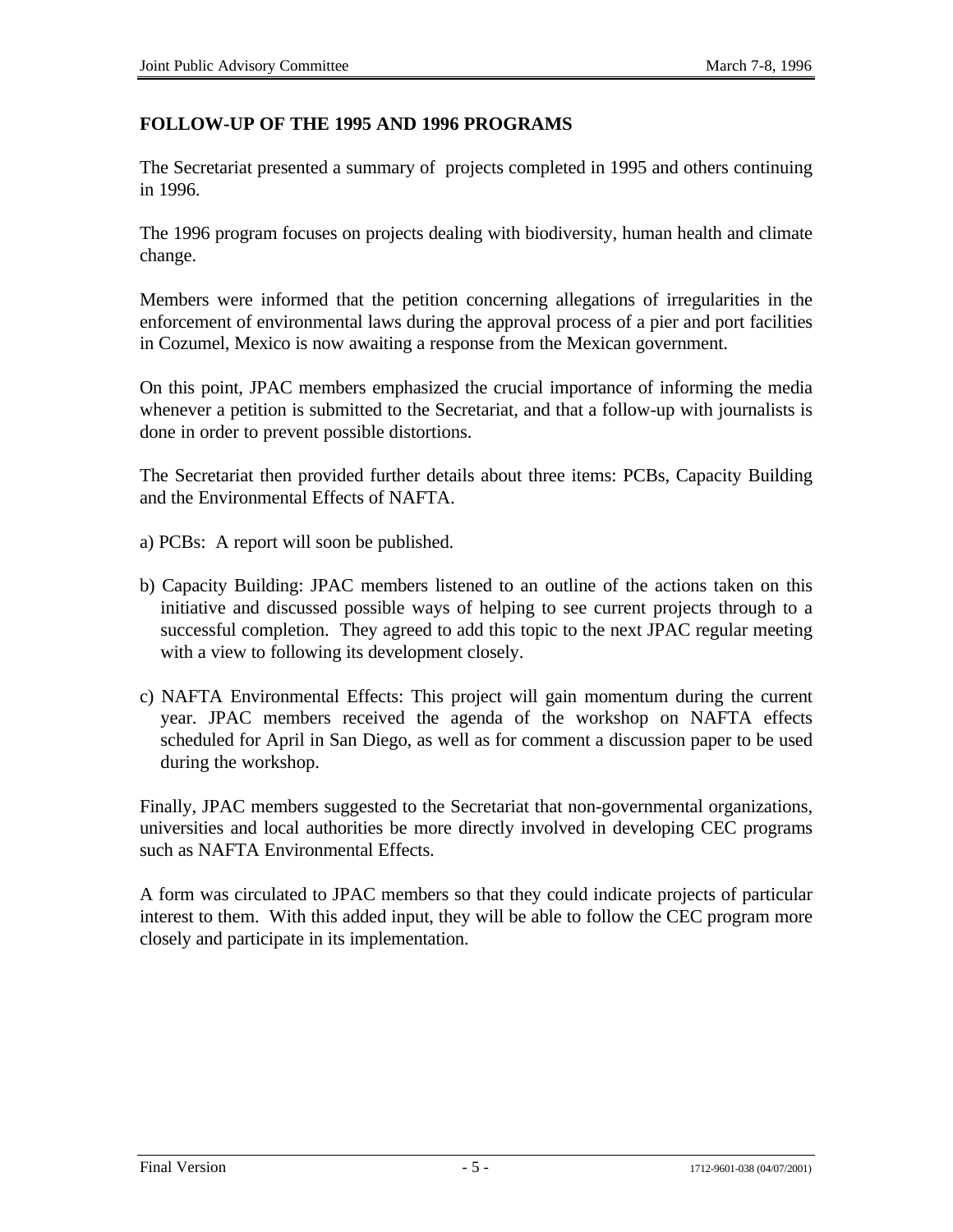## FOLLOW-UP OF THE 1995 AND 1996 PROGRAMS

The Secretariat presented a summary of projects completed in 1995 and others continuing in 1996.

The 1996 program focuses on projects dealing with biodiversity, human health and climate change.

Members were informed that the petition concerning allegations of irregularities in the enforcement of environmental laws during the approval process of a pier and port facilities in Cozumel, Mexico is now awaiting a response from the Mexican government.

On this point, JPAC members emphasized the crucial importance of informing the media whenever a petition is submitted to the Secretariat, and that a follow-up with journalists is done in order to prevent possible distortions.

The Secretariat then provided further details about three items: PCBs, Capacity Building and the Environmental Effects of NAFTA.

a) PCBs: A report will soon be published.

b) Capacity Building: JPAC members listened to an outline of the actions taken on this initiative and discussed possible ways of helping to see current projects through to a successful completion. They agreed to add this topic to the next JPAC regular meeting with a view to following its development closely.

c) NAFTA Environmental Effects: This project will gain momentum during the current year. JPAC members received the agenda of the workshop on NAFTA effects scheduled for April in San Diego, as well as for comment a discussion paper to be used during the workshop.

Finally, JPAC members suggested to the Secretariat that non-governmental organizations, universities and local authorities be more directly involved in developing CEC programs such as NAFTA Environmental Effects.

A form was circulated to JPAC members so that they could indicate projects of particular interest to them. With this added input, they will be able to follow the CEC program more closely and participate in its implementation.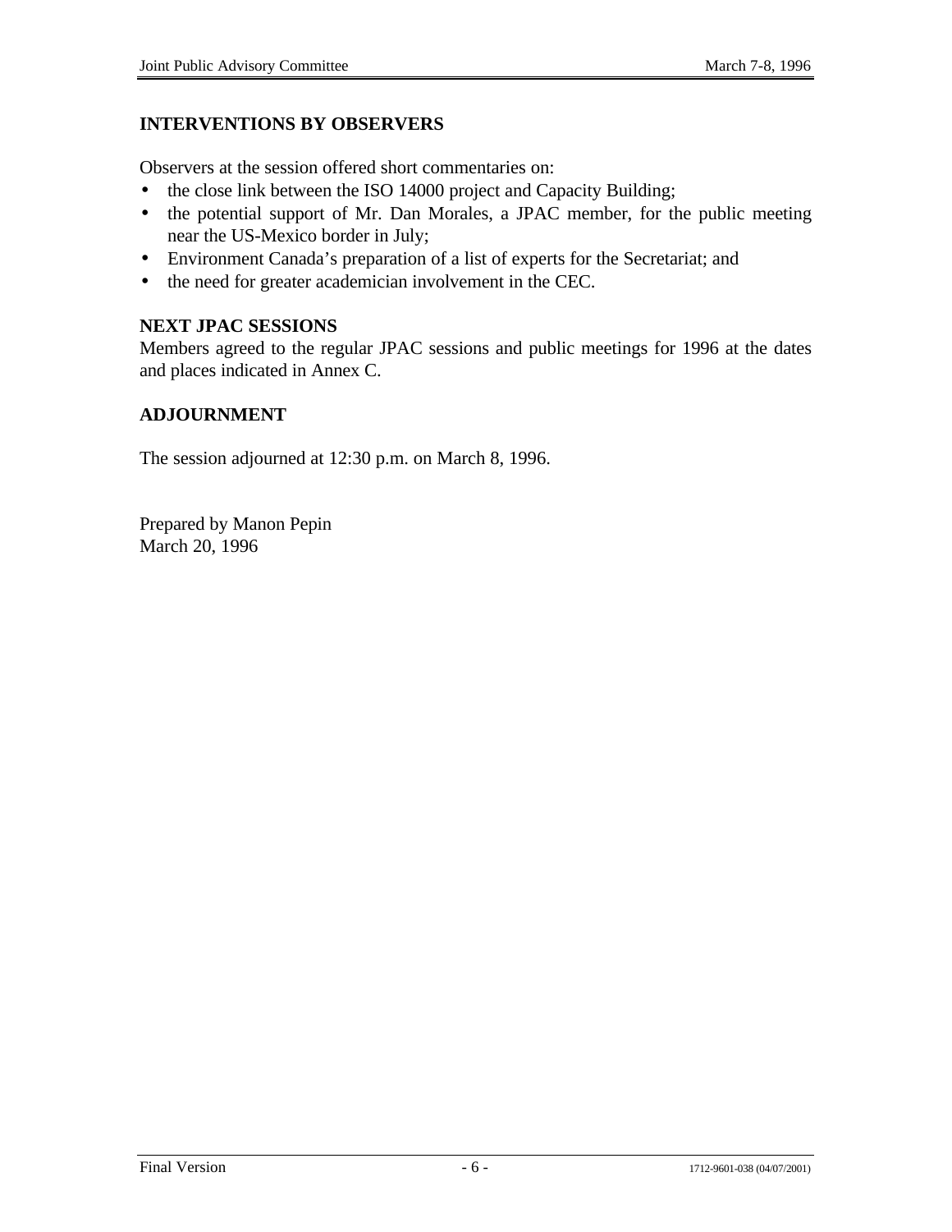## INTERVENTIONS BY OBSERVERS

Observers at the session offered short commentaries on:

- the close link between the ISO 14000 project and Capacity Building;
- the potential support of Mr. Dan Morales, a JPAC member, for the public meeting near the US-Mexico border in July;
- Environment Canada's preparation of a list of experts for the Secretariat; and
- the need for greater academician involvement in the CEC.

## NEXT JPAC SESSIONS

Members agreed to the regular JPAC sessions and public meetings for 1996 at the dates and places indicated in Annex C.

## ADJOURNMENT

The session adjourned at 12:30 p.m. on March 8, 1996.

Prepared by Manon Pepin
March 20, 1996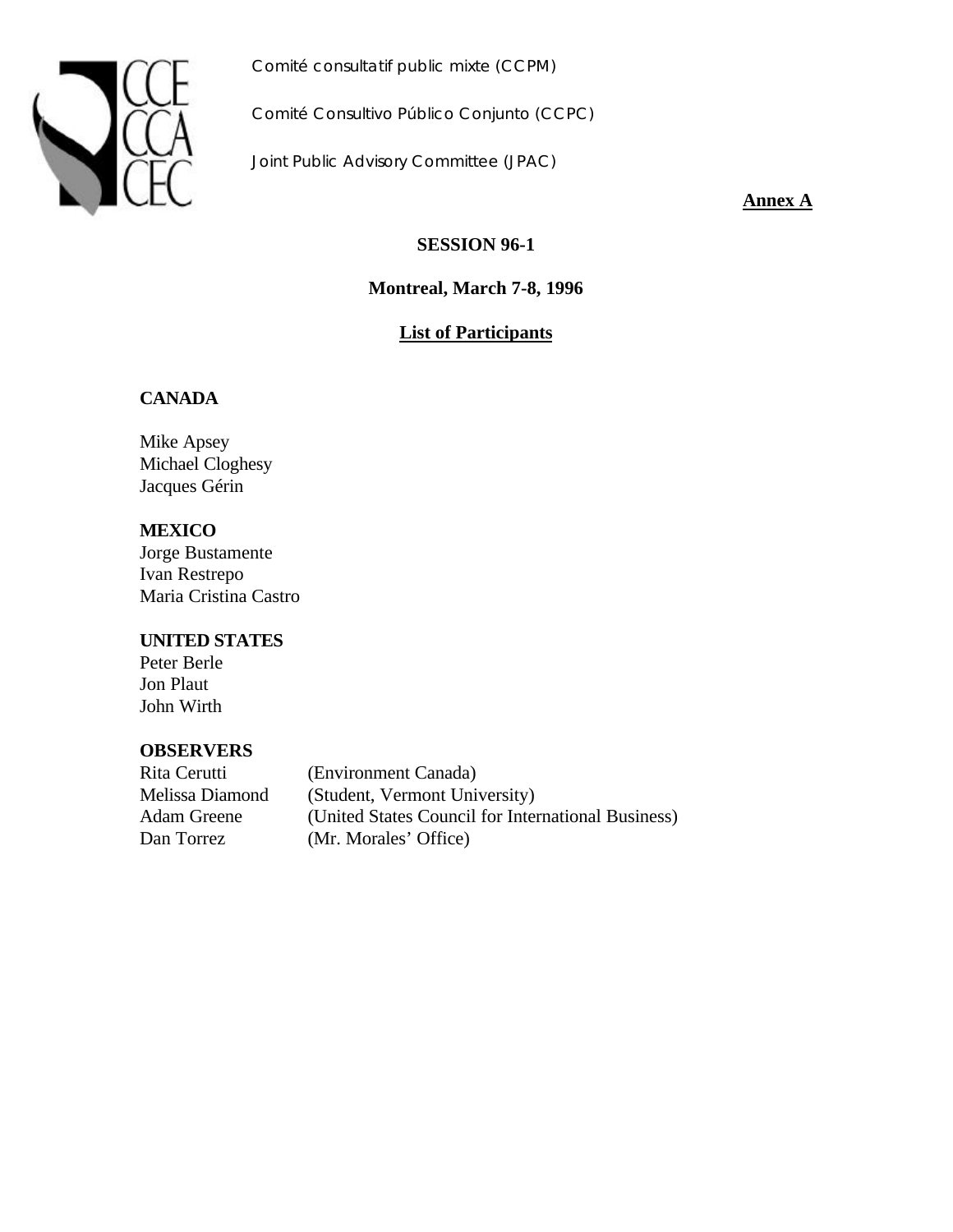Comité consultatif public mixte (CCPM)

Comité Consultivo Público Conjunto (CCPC)

Joint Public Advisory Committee (JPAC)

**Annex A**

**SESSION 96-1**

**Montreal, March 7-8, 1996**

**List of Participants**

**CANADA**

Mike Apsey
Michael Cloghesy
Jacques Gérin

**MEXICO**

Jorge Bustamente
Ivan Restrepo
Maria Cristina Castro

**UNITED STATES**

Peter Berle
Jon Plaut
John Wirth

**OBSERVERS**

| | |
|---|---|
| Rita Cerutti | (Environment Canada) |
| Melissa Diamond | (Student, Vermont University) |
| Adam Greene | (United States Council for International Business) |
| Dan Torrez | (Mr. Morales' Office) |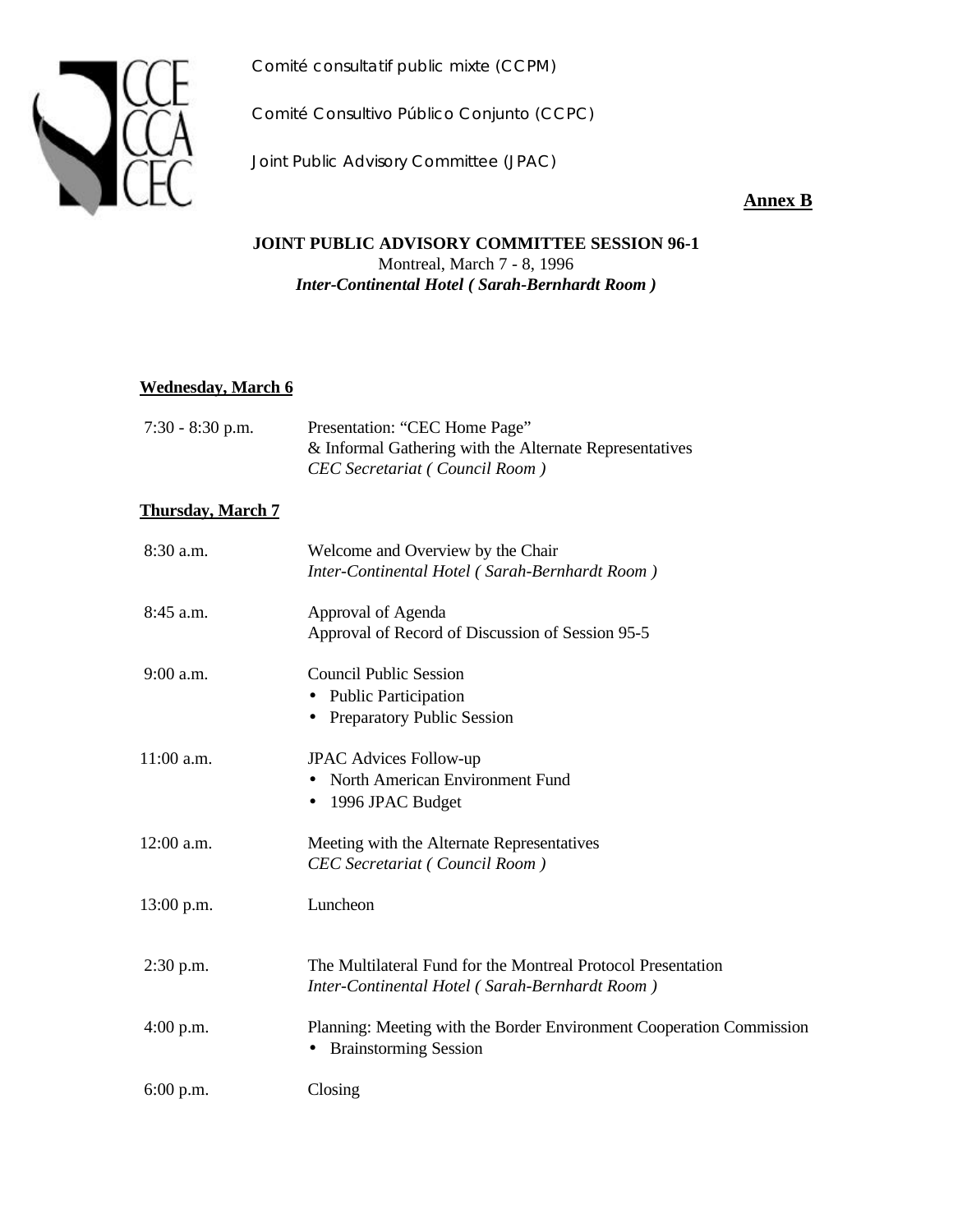Comité consultatif public mixte (CCPM)

Comité Consultivo Público Conjunto (CCPC)

Joint Public Advisory Committee (JPAC)

**Annex B**

**JOINT PUBLIC ADVISORY COMMITTEE SESSION 96-1**

Montreal, March 7 - 8, 1996

***Inter-Continental Hotel ( Sarah-Bernhardt Room )***

**Wednesday, March 6**

| | |
|---|---|
| 7:30 - 8:30 p.m. | Presentation: "CEC Home Page"<br>& Informal Gathering with the Alternate Representatives<br>*CEC Secretariat ( Council Room )* |

**Thursday, March 7**

| | |
|---|---|
| 8:30 a.m. | Welcome and Overview by the Chair<br>*Inter-Continental Hotel ( Sarah-Bernhardt Room )* |
| 8:45 a.m. | Approval of Agenda<br>Approval of Record of Discussion of Session 95-5 |
| 9:00 a.m. | Council Public Session<br>• Public Participation<br>• Preparatory Public Session |
| 11:00 a.m. | JPAC Advices Follow-up<br>• North American Environment Fund<br>• 1996 JPAC Budget |
| 12:00 a.m. | Meeting with the Alternate Representatives<br>*CEC Secretariat ( Council Room )* |
| 13:00 p.m. | Luncheon |
| 2:30 p.m. | The Multilateral Fund for the Montreal Protocol Presentation<br>*Inter-Continental Hotel ( Sarah-Bernhardt Room )* |
| 4:00 p.m. | Planning: Meeting with the Border Environment Cooperation Commission<br>• Brainstorming Session |
| 6:00 p.m. | Closing |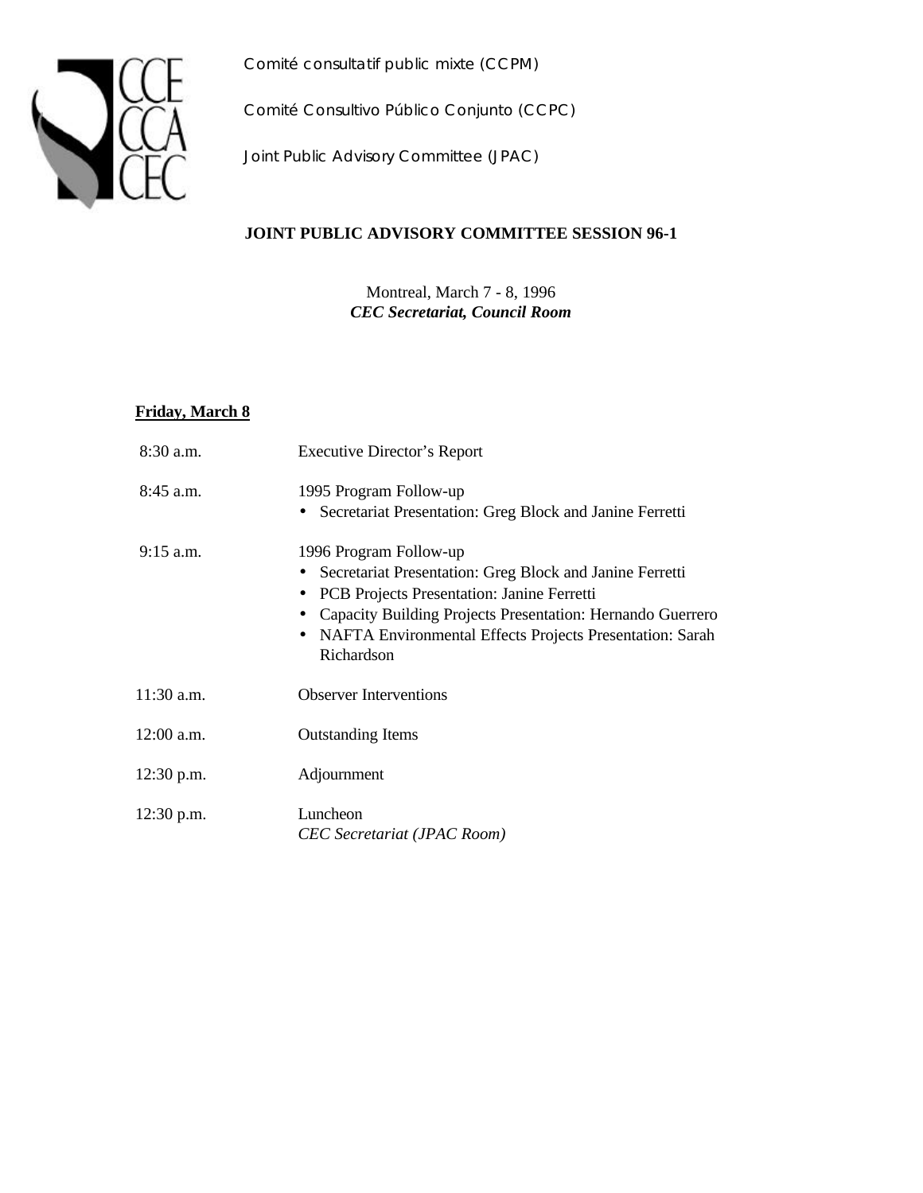Comité consultatif public mixte (CCPM)

Comité Consultivo Público Conjunto (CCPC)

Joint Public Advisory Committee (JPAC)

**JOINT PUBLIC ADVISORY COMMITTEE SESSION 96-1**

Montreal, March 7 - 8, 1996
***CEC Secretariat, Council Room***

**Friday, March 8**

| | |
|---|---|
| 8:30 a.m. | Executive Director's Report |
| 8:45 a.m. | 1995 Program Follow-up<br>• Secretariat Presentation: Greg Block and Janine Ferretti |
| 9:15 a.m. | 1996 Program Follow-up<br>• Secretariat Presentation: Greg Block and Janine Ferretti<br>• PCB Projects Presentation: Janine Ferretti<br>• Capacity Building Projects Presentation: Hernando Guerrero<br>• NAFTA Environmental Effects Projects Presentation: Sarah Richardson |
| 11:30 a.m. | Observer Interventions |
| 12:00 a.m. | Outstanding Items |
| 12:30 p.m. | Adjournment |
| 12:30 p.m. | Luncheon<br>*CEC Secretariat (JPAC Room)* |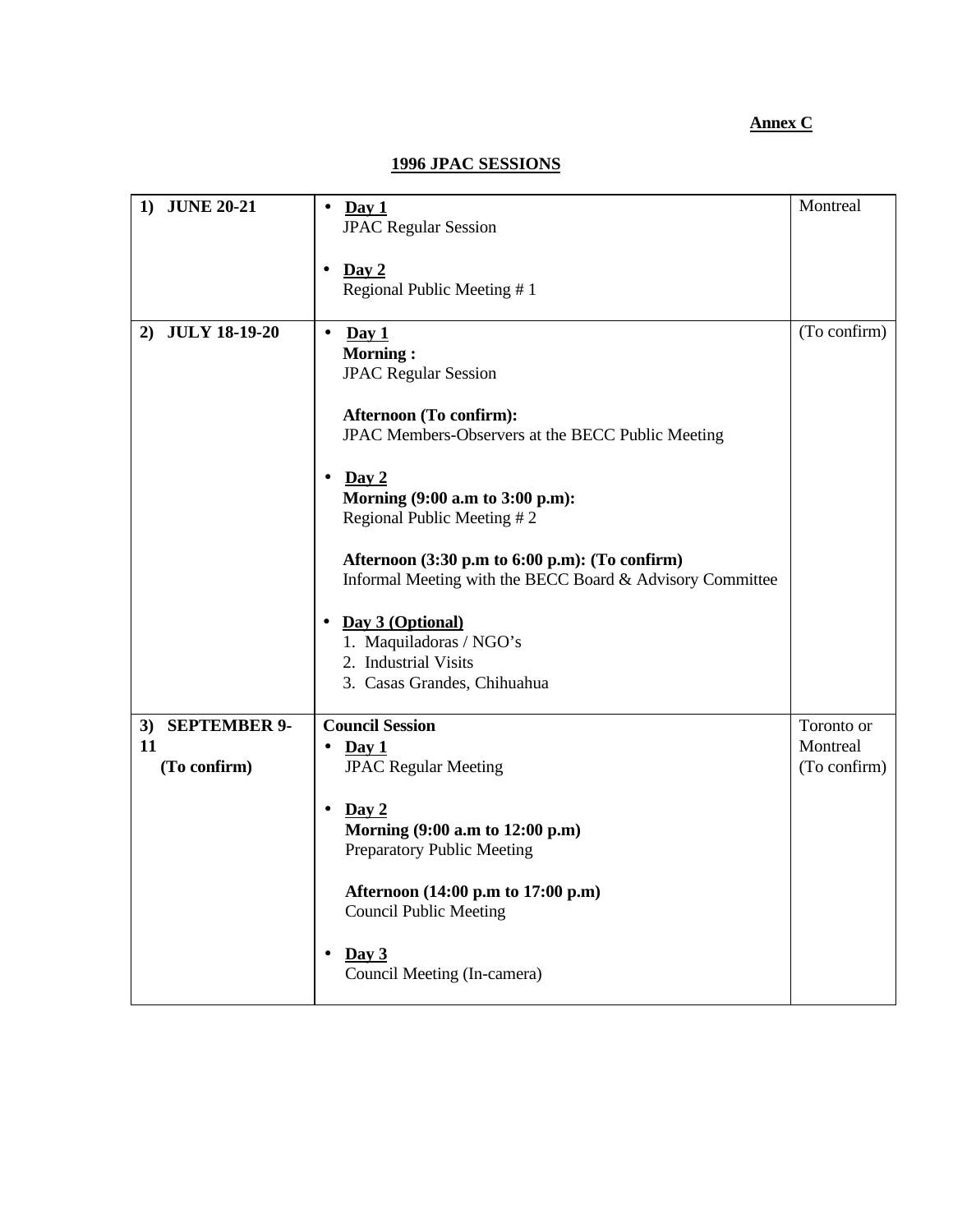**Annex C**

**1996 JPAC SESSIONS**

| | | |
|---|---|---|
| **1) JUNE 20-21** | • **Day 1**<br>JPAC Regular Session<br><br>• **Day 2**<br>Regional Public Meeting # 1 | Montreal |
| **2) JULY 18-19-20** | • **Day 1**<br>**Morning :**<br>JPAC Regular Session<br><br>**Afternoon (To confirm):**<br>JPAC Members-Observers at the BECC Public Meeting<br><br>• **Day 2**<br>**Morning (9:00 a.m to 3:00 p.m):**<br>Regional Public Meeting # 2<br><br>**Afternoon (3:30 p.m to 6:00 p.m): (To confirm)**<br>Informal Meeting with the BECC Board & Advisory Committee<br><br>• **Day 3 (Optional)**<br>1. Maquiladoras / NGO's<br>2. Industrial Visits<br>3. Casas Grandes, Chihuahua | (To confirm) |
| **3) SEPTEMBER 9-11 (To confirm)** | **Council Session**<br>• **Day 1**<br>JPAC Regular Meeting<br><br>• **Day 2**<br>**Morning (9:00 a.m to 12:00 p.m)**<br>Preparatory Public Meeting<br><br>**Afternoon (14:00 p.m to 17:00 p.m)**<br>Council Public Meeting<br><br>• **Day 3**<br>Council Meeting (In-camera) | Toronto or Montreal (To confirm) |